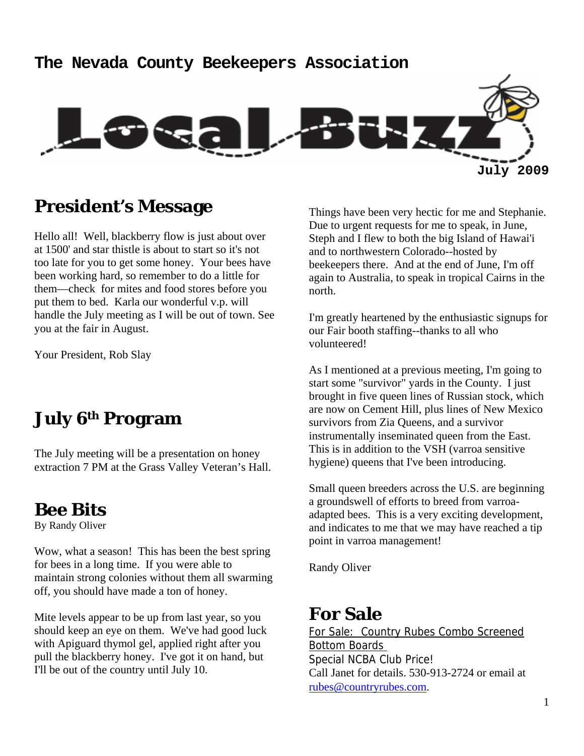# The Nevada County Beekeepers Association

# Local Buzz

July 2009

## President's Message

Hello all! Well, blackberry flow is just about over at 1500' and star thistle is about to start so it's not too late for you to get some honey. Your bees have been working hard, so remember to do a little for them—check for mites and food stores before you put them to bed. Karla our wonderful v.p. will handle the July meeting as I will be out of town. See you at the fair in August.

Your President, Rob Slay

## July 6th Program

The July meeting will be a presentation on honey extraction 7 PM at the Grass Valley Veteran's Hall.

## Bee Bits

By Randy Oliver

Wow, what a season! This has been the best spring for bees in a long time. If you were able to maintain strong colonies without them all swarming off, you should have made a ton of honey.

Mite levels appear to be up from last year, so you should keep an eye on them. We've had good luck with Apiguard thymol gel, applied right after you pull the blackberry honey. I've got it on hand, but I'll be out of the country until July 10.

Things have been very hectic for me and Stephanie. Due to urgent requests for me to speak, in June, Steph and I flew to both the big Island of Hawai'i and to northwestern Colorado--hosted by beekeepers there. And at the end of June, I'm off again to Australia, to speak in tropical Cairns in the north.

I'm greatly heartened by the enthusiastic signups for our Fair booth staffing--thanks to all who volunteered!

As I mentioned at a previous meeting, I'm going to start some "survivor" yards in the County. I just brought in five queen lines of Russian stock, which are now on Cement Hill, plus lines of New Mexico survivors from Zia Queens, and a survivor instrumentally inseminated queen from the East. This is in addition to the VSH (varroa sensitive hygiene) queens that I've been introducing.

Small queen breeders across the U.S. are beginning a groundswell of efforts to breed from varroa-adapted bees. This is a very exciting development, and indicates to me that we may have reached a tip point in varroa management!

Randy Oliver

## For Sale

For Sale: Country Rubes Combo Screened Bottom Boards

Special NCBA Club Price!

Call Janet for details. 530-913-2724 or email at rubes@countryrubes.com.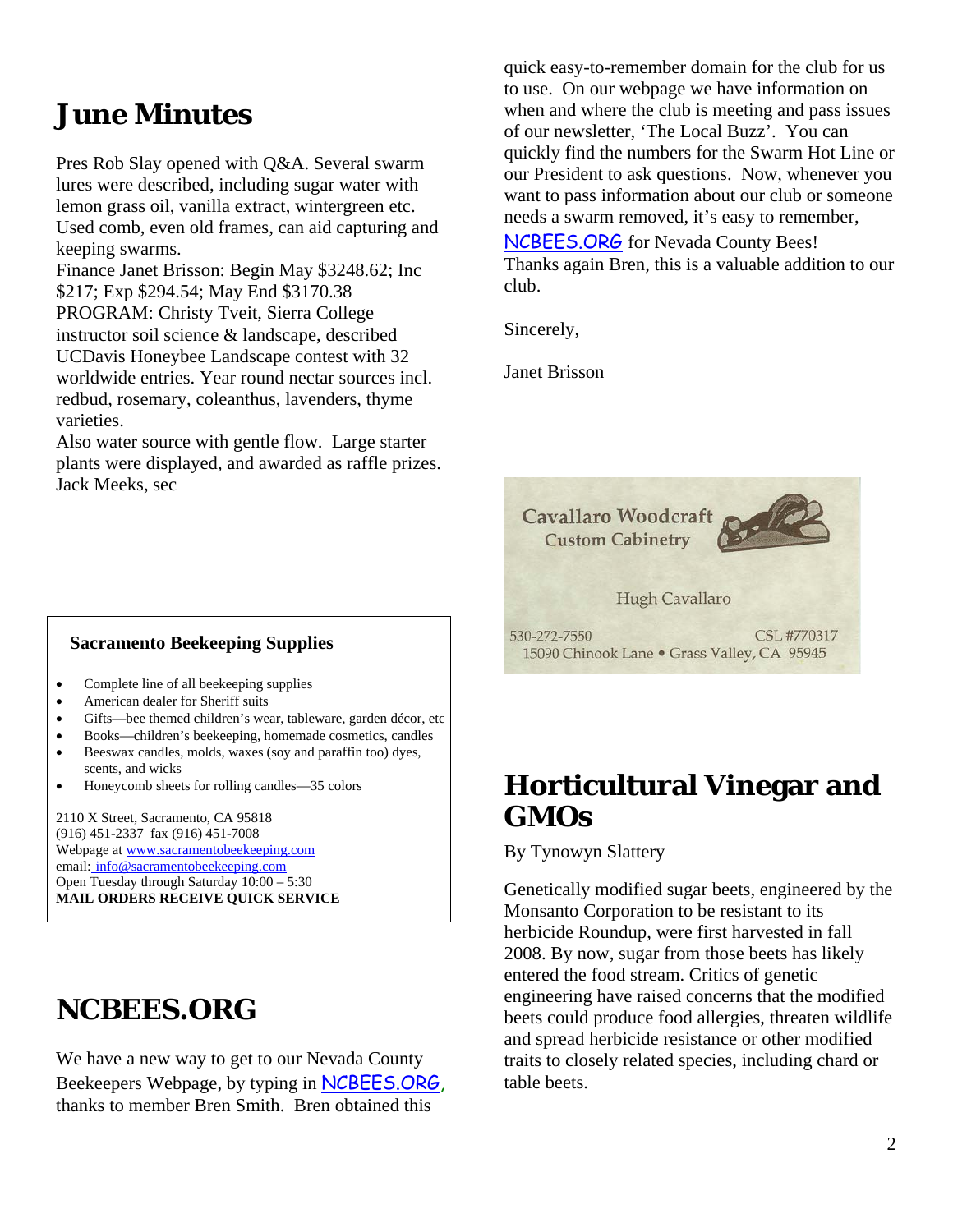# June Minutes

Pres Rob Slay opened with Q&A. Several swarm lures were described, including sugar water with lemon grass oil, vanilla extract, wintergreen etc. Used comb, even old frames, can aid capturing and keeping swarms.
Finance Janet Brisson: Begin May $3248.62; Inc $217; Exp $294.54; May End $3170.38
PROGRAM: Christy Tveit, Sierra College instructor soil science & landscape, described UCDavis Honeybee Landscape contest with 32 worldwide entries. Year round nectar sources incl. redbud, rosemary, coleanthus, lavenders, thyme varieties.
Also water source with gentle flow. Large starter plants were displayed, and awarded as raffle prizes.
Jack Meeks, sec

**Sacramento Beekeeping Supplies**

- Complete line of all beekeeping supplies
- American dealer for Sheriff suits
- Gifts—bee themed children's wear, tableware, garden décor, etc
- Books—children's beekeeping, homemade cosmetics, candles
- Beeswax candles, molds, waxes (soy and paraffin too) dyes, scents, and wicks
- Honeycomb sheets for rolling candles—35 colors

2110 X Street, Sacramento, CA 95818
(916) 451-2337 fax (916) 451-7008
Webpage at www.sacramentobeekeeping.com
email: info@sacramentobeekeeping.com
Open Tuesday through Saturday 10:00 – 5:30
**MAIL ORDERS RECEIVE QUICK SERVICE**

# NCBEES.ORG

We have a new way to get to our Nevada County Beekeepers Webpage, by typing in NCBEES.ORG, thanks to member Bren Smith. Bren obtained this quick easy-to-remember domain for the club for us to use. On our webpage we have information on when and where the club is meeting and pass issues of our newsletter, 'The Local Buzz'. You can quickly find the numbers for the Swarm Hot Line or our President to ask questions. Now, whenever you want to pass information about our club or someone needs a swarm removed, it's easy to remember, NCBEES.ORG for Nevada County Bees!
Thanks again Bren, this is a valuable addition to our club.

Sincerely,

Janet Brisson

Cavallaro Woodcraft
Custom Cabinetry

Hugh Cavallaro

530-272-7550 CSL #770317
15090 Chinook Lane • Grass Valley, CA 95945

# Horticultural Vinegar and GMOs

By Tynowyn Slattery

Genetically modified sugar beets, engineered by the Monsanto Corporation to be resistant to its herbicide Roundup, were first harvested in fall 2008. By now, sugar from those beets has likely entered the food stream. Critics of genetic engineering have raised concerns that the modified beets could produce food allergies, threaten wildlife and spread herbicide resistance or other modified traits to closely related species, including chard or table beets.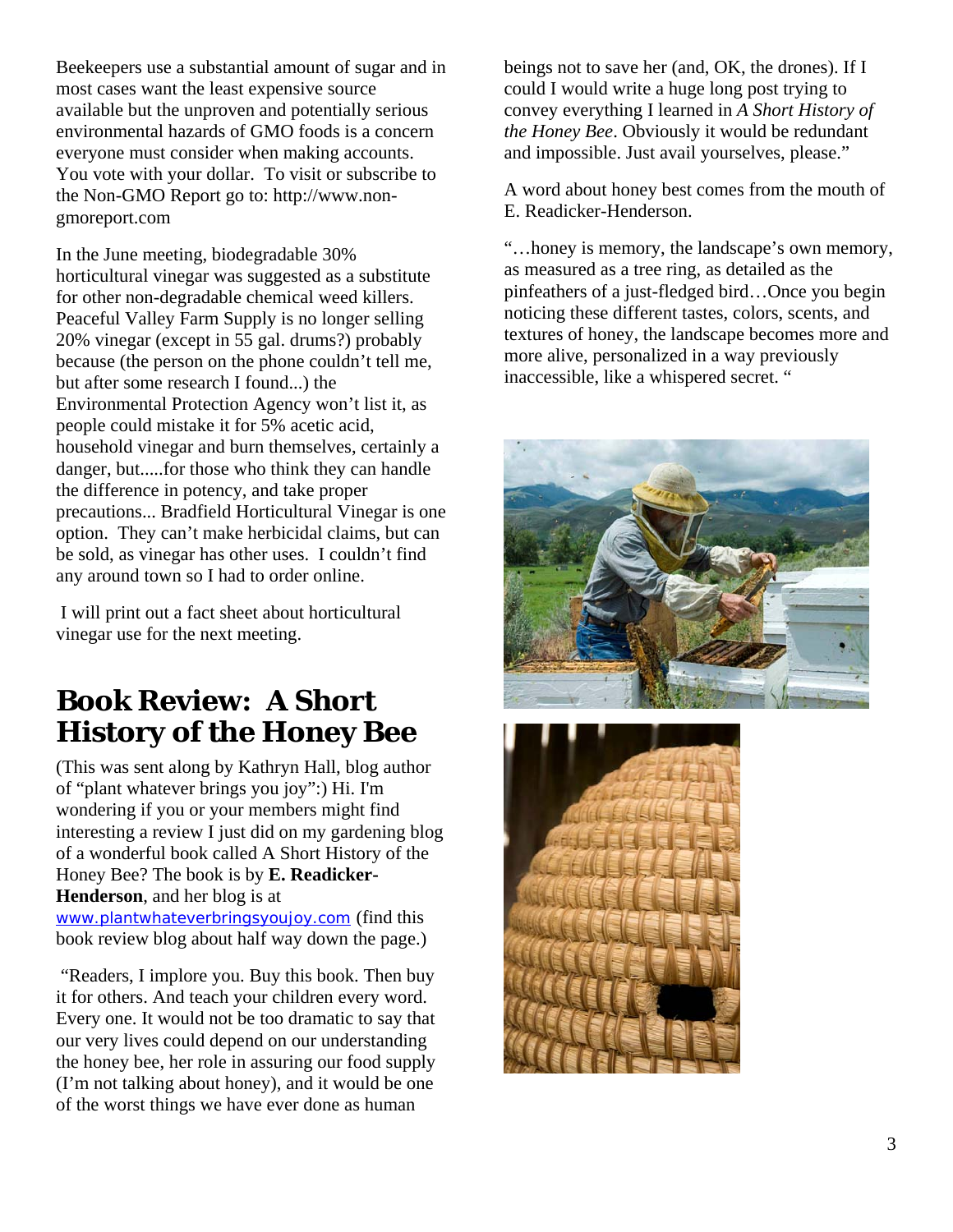Beekeepers use a substantial amount of sugar and in most cases want the least expensive source available but the unproven and potentially serious environmental hazards of GMO foods is a concern everyone must consider when making accounts. You vote with your dollar. To visit or subscribe to the Non-GMO Report go to: http://www.non-gmoreport.com

In the June meeting, biodegradable 30% horticultural vinegar was suggested as a substitute for other non-degradable chemical weed killers. Peaceful Valley Farm Supply is no longer selling 20% vinegar (except in 55 gal. drums?) probably because (the person on the phone couldn't tell me, but after some research I found...) the Environmental Protection Agency won't list it, as people could mistake it for 5% acetic acid, household vinegar and burn themselves, certainly a danger, but.....for those who think they can handle the difference in potency, and take proper precautions... Bradfield Horticultural Vinegar is one option. They can't make herbicidal claims, but can be sold, as vinegar has other uses. I couldn't find any around town so I had to order online.

I will print out a fact sheet about horticultural vinegar use for the next meeting.

## Book Review: A Short History of the Honey Bee

(This was sent along by Kathryn Hall, blog author of "plant whatever brings you joy":) Hi. I'm wondering if you or your members might find interesting a review I just did on my gardening blog of a wonderful book called A Short History of the Honey Bee? The book is by **E. Readicker-Henderson**, and her blog is at www.plantwhateverbringsyoujoy.com (find this book review blog about half way down the page.)

"Readers, I implore you. Buy this book. Then buy it for others. And teach your children every word. Every one. It would not be too dramatic to say that our very lives could depend on our understanding the honey bee, her role in assuring our food supply (I'm not talking about honey), and it would be one of the worst things we have ever done as human beings not to save her (and, OK, the drones). If I could I would write a huge long post trying to convey everything I learned in *A Short History of the Honey Bee*. Obviously it would be redundant and impossible. Just avail yourselves, please."

A word about honey best comes from the mouth of E. Readicker-Henderson.

"…honey is memory, the landscape's own memory, as measured as a tree ring, as detailed as the pinfeathers of a just-fledged bird…Once you begin noticing these different tastes, colors, scents, and textures of honey, the landscape becomes more and more alive, personalized in a way previously inaccessible, like a whispered secret. "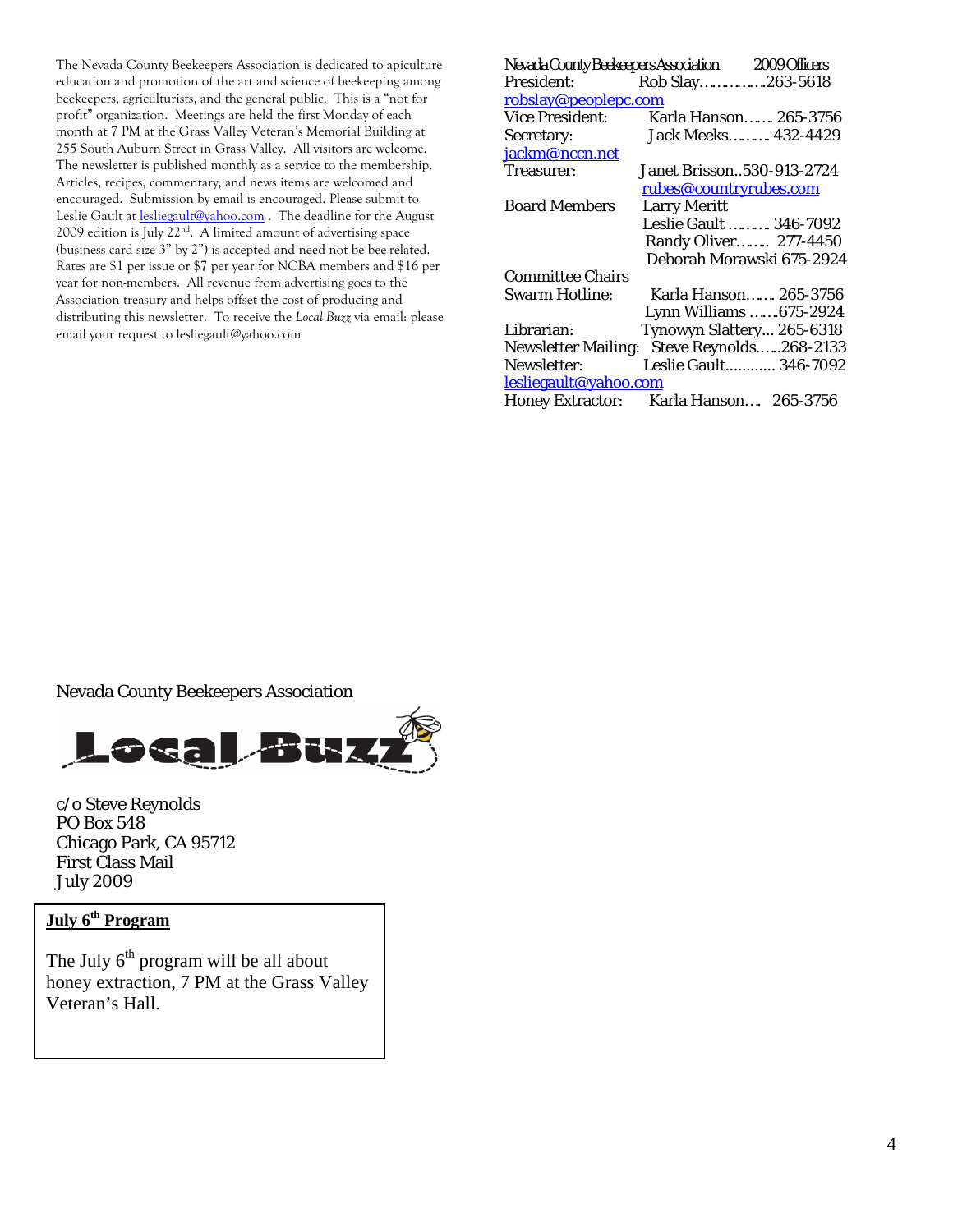The Nevada County Beekeepers Association is dedicated to apiculture education and promotion of the art and science of beekeeping among beekeepers, agriculturists, and the general public. This is a "not for profit" organization. Meetings are held the first Monday of each month at 7 PM at the Grass Valley Veteran's Memorial Building at 255 South Auburn Street in Grass Valley. All visitors are welcome. The newsletter is published monthly as a service to the membership. Articles, recipes, commentary, and news items are welcomed and encouraged. Submission by email is encouraged. Please submit to Leslie Gault at lesliegault@yahoo.com . The deadline for the August 2009 edition is July 22nd. A limited amount of advertising space (business card size 3" by 2") is accepted and need not be bee-related. Rates are $1 per issue or $7 per year for NCBA members and $16 per year for non-members. All revenue from advertising goes to the Association treasury and helps offset the cost of producing and distributing this newsletter. To receive the *Local Buzz* via email: please email your request to lesliegault@yahoo.com

**Nevada County Beekeepers Association 2009 Officers**

President: Rob Slay…………..263-5618
robslay@peoplepc.com
Vice President: Karla Hanson…… 265-3756
Secretary: Jack Meeks……… 432-4429
jackm@nccn.net
Treasurer: Janet Brisson..530-913-2724
rubes@countryrubes.com
Board Members: Larry Meritt
Leslie Gault ……… 346-7092
Randy Oliver……. 277-4450
Deborah Morawski 675-2924

**Committee Chairs**

Swarm Hotline: Karla Hanson…… 265-3756
Lynn Williams ……675-2924
Librarian: Tynowyn Slattery… 265-6318
Newsletter Mailing: Steve Reynolds…..268-2133
Newsletter: Leslie Gault............ 346-7092
lesliegault@yahoo.com
Honey Extractor: Karla Hanson…. 265-3756

Nevada County Beekeepers Association

**Local Buzz**

c/o Steve Reynolds
PO Box 548
Chicago Park, CA 95712
First Class Mail
July 2009

**July 6th Program**

The July 6th program will be all about honey extraction, 7 PM at the Grass Valley Veteran's Hall.